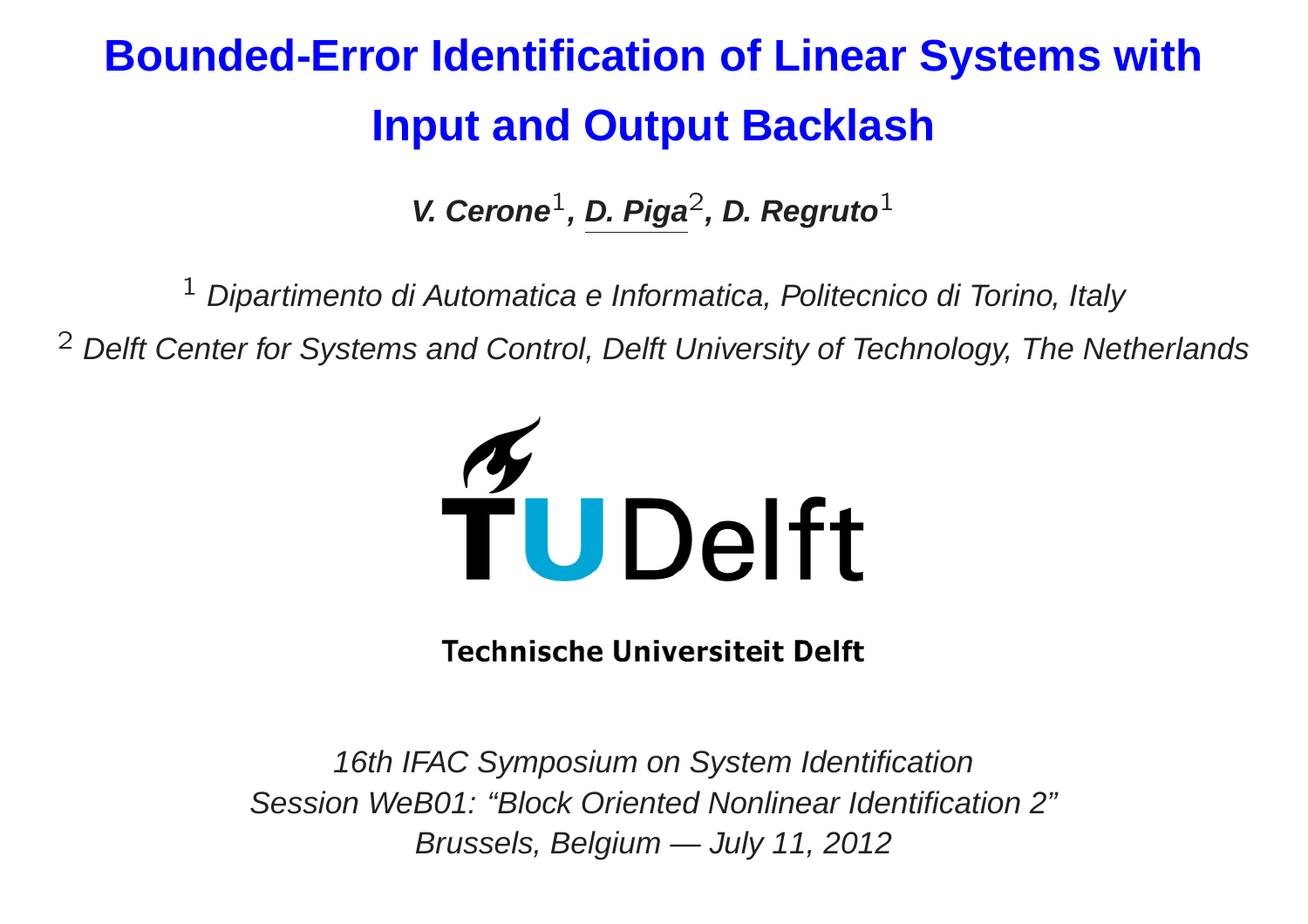# Bounded-Error Identification of Linear Systems with Input and Output Backlash

***V. Cerone*[1]*, D. Piga*[2]*, D. Regruto*[1]**

[1] *Dipartimento di Automatica e Informatica, Politecnico di Torino, Italy*

[2] *Delft Center for Systems and Control, Delft University of Technology, The Netherlands*

TU Delft

**Technische Universiteit Delft**

*16th IFAC Symposium on System Identification*
*Session WeB01: "Block Oriented Nonlinear Identification 2"*
*Brussels, Belgium — July 11, 2012*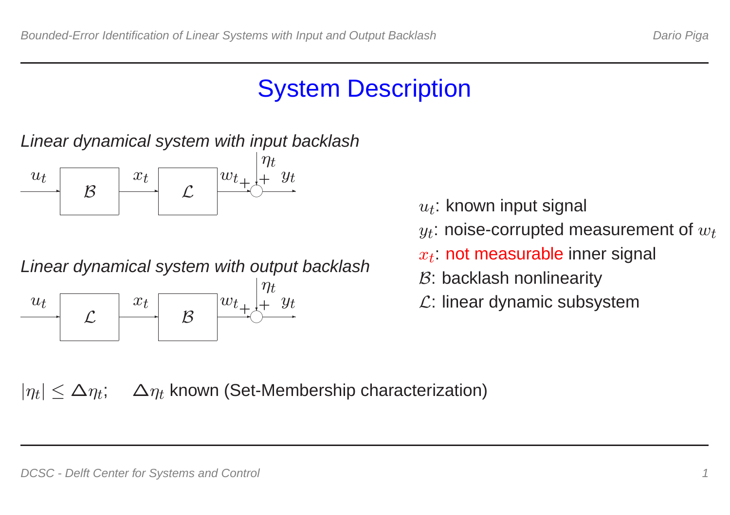# System Description

*Linear dynamical system with input backlash*

$u_t \rightarrow \mathcal{B} \rightarrow x_t \rightarrow \mathcal{L} \rightarrow w_t$, $\; y_t = w_t + \eta_t$

*Linear dynamical system with output backlash*

$u_t \rightarrow \mathcal{L} \rightarrow x_t \rightarrow \mathcal{B} \rightarrow w_t$, $\; y_t = w_t + \eta_t$

- $u_t$: known input signal
- $y_t$: noise-corrupted measurement of $w_t$
- $x_t$: not measurable inner signal
- $\mathcal{B}$: backlash nonlinearity
- $\mathcal{L}$: linear dynamic subsystem

$|\eta_t| \leq \Delta\eta_t$; $\quad \Delta\eta_t$ known (Set-Membership characterization)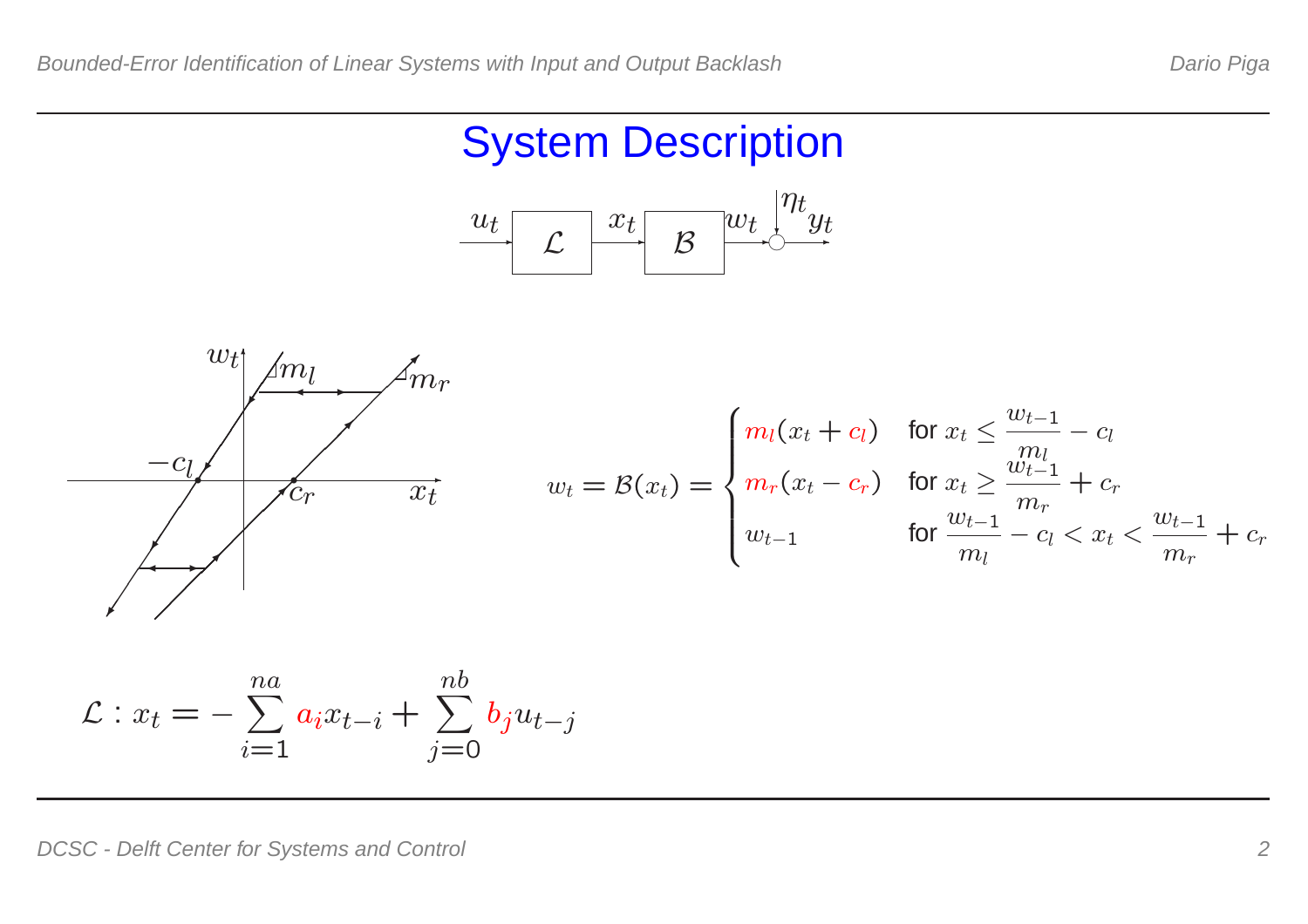# System Description

$$w_t = \mathcal{B}(x_t) = \begin{cases} m_l(x_t + c_l) & \text{for } x_t \leq \frac{w_{t-1}}{m_l} - c_l \\ m_r(x_t - c_r) & \text{for } x_t \geq \frac{w_{t-1}}{m_r} + c_r \\ w_{t-1} & \text{for } \frac{w_{t-1}}{m_l} - c_l < x_t < \frac{w_{t-1}}{m_r} + c_r \end{cases}$$

$$\mathcal{L} : x_t = -\sum_{i=1}^{na} a_i x_{t-i} + \sum_{j=0}^{nb} b_j u_{t-j}$$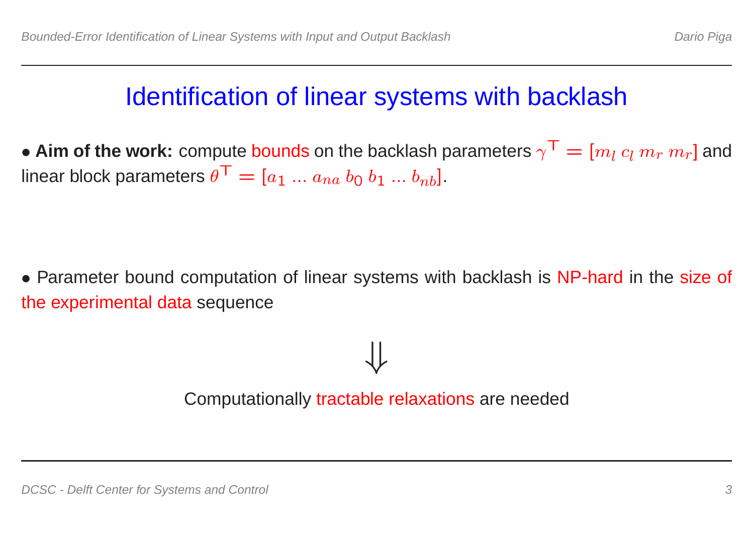# Identification of linear systems with backlash

• **Aim of the work:** compute bounds on the backlash parameters $\gamma^{\top} = [m_l \; c_l \; m_r \; m_r]$ and linear block parameters $\theta^{\top} = [a_1 \; ... \; a_{na} \; b_0 \; b_1 \; ... \; b_{nb}]$.

• Parameter bound computation of linear systems with backlash is NP-hard in the size of the experimental data sequence

$$\Downarrow$$

Computationally tractable relaxations are needed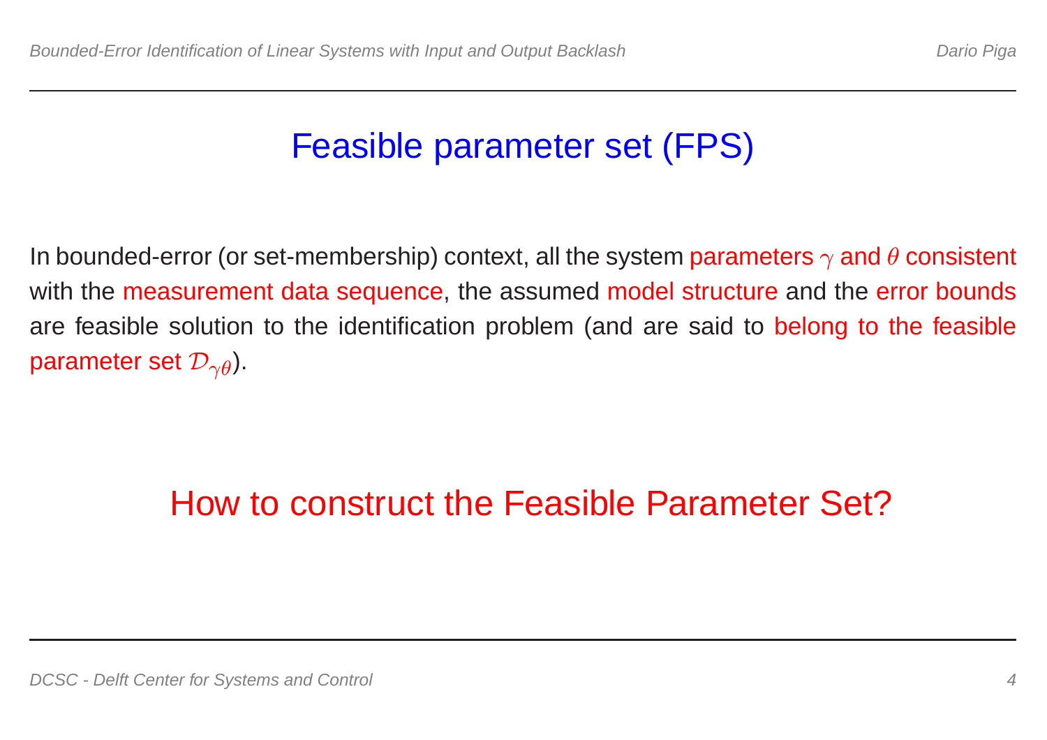# Feasible parameter set (FPS)

In bounded-error (or set-membership) context, all the system parameters $\gamma$ and $\theta$ consistent with the measurement data sequence, the assumed model structure and the error bounds are feasible solution to the identification problem (and are said to belong to the feasible parameter set $\mathcal{D}_{\gamma\theta}$).

## How to construct the Feasible Parameter Set?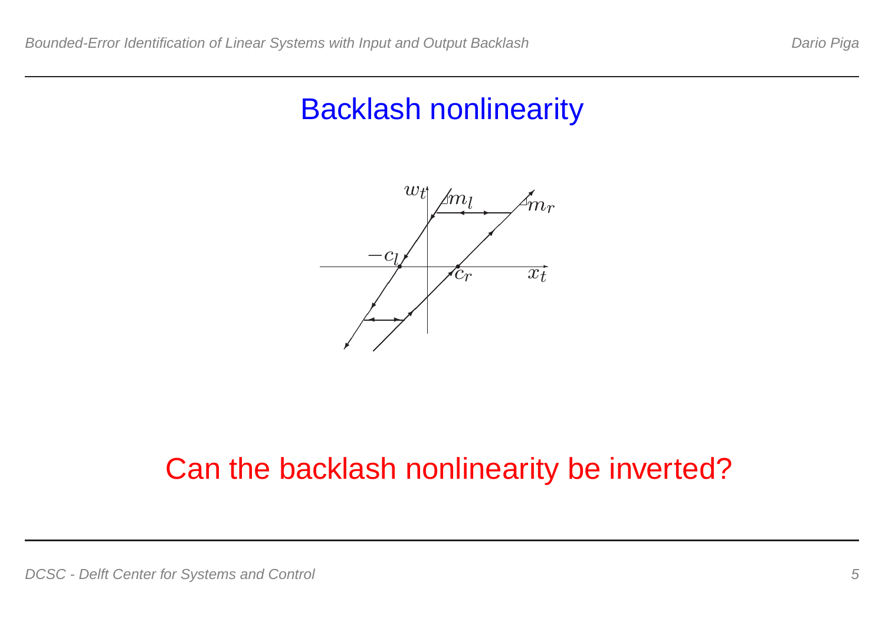# Backlash nonlinearity

Can the backlash nonlinearity be inverted?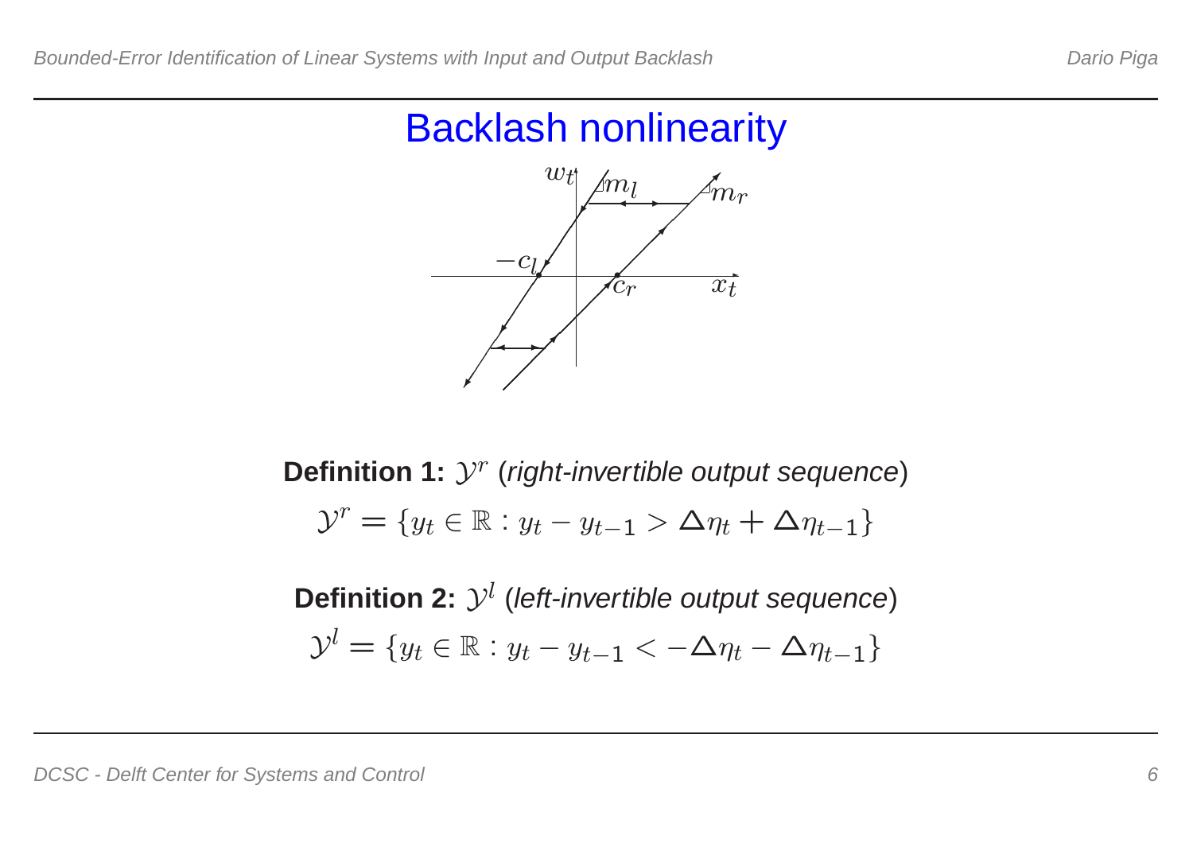# Backlash nonlinearity

**Definition 1:** $\mathcal{Y}^r$ (*right-invertible output sequence*)

$$\mathcal{Y}^r = \{y_t \in \mathbb{R} : y_t - y_{t-1} > \Delta\eta_t + \Delta\eta_{t-1}\}$$

**Definition 2:** $\mathcal{Y}^l$ (*left-invertible output sequence*)

$$\mathcal{Y}^l = \{y_t \in \mathbb{R} : y_t - y_{t-1} < -\Delta\eta_t - \Delta\eta_{t-1}\}$$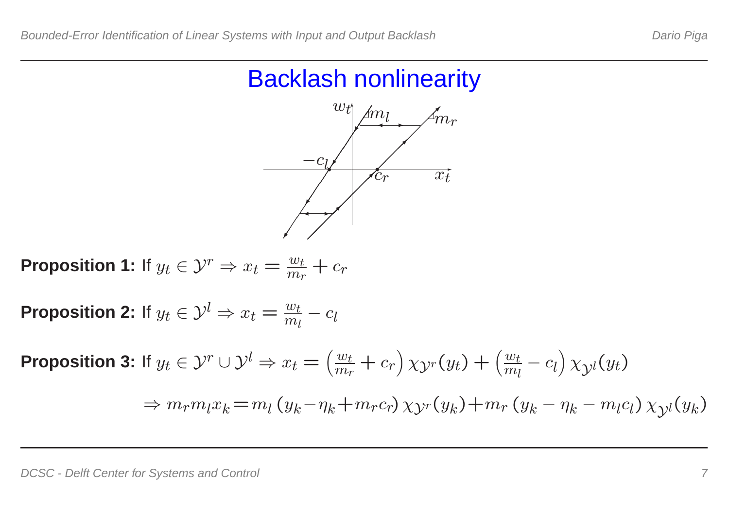# Backlash nonlinearity

**Proposition 1:** If $y_t \in \mathcal{Y}^r \Rightarrow x_t = \frac{w_t}{m_r} + c_r$

**Proposition 2:** If $y_t \in \mathcal{Y}^l \Rightarrow x_t = \frac{w_t}{m_l} - c_l$

**Proposition 3:** If $y_t \in \mathcal{Y}^r \cup \mathcal{Y}^l \Rightarrow x_t = \left(\frac{w_t}{m_r} + c_r\right) \chi_{\mathcal{Y}^r}(y_t) + \left(\frac{w_t}{m_l} - c_l\right) \chi_{\mathcal{Y}^l}(y_t)$

$$\Rightarrow m_r m_l x_k = m_l \left(y_k - \eta_k + m_r c_r\right) \chi_{\mathcal{Y}^r}(y_k) + m_r \left(y_k - \eta_k - m_l c_l\right) \chi_{\mathcal{Y}^l}(y_k)$$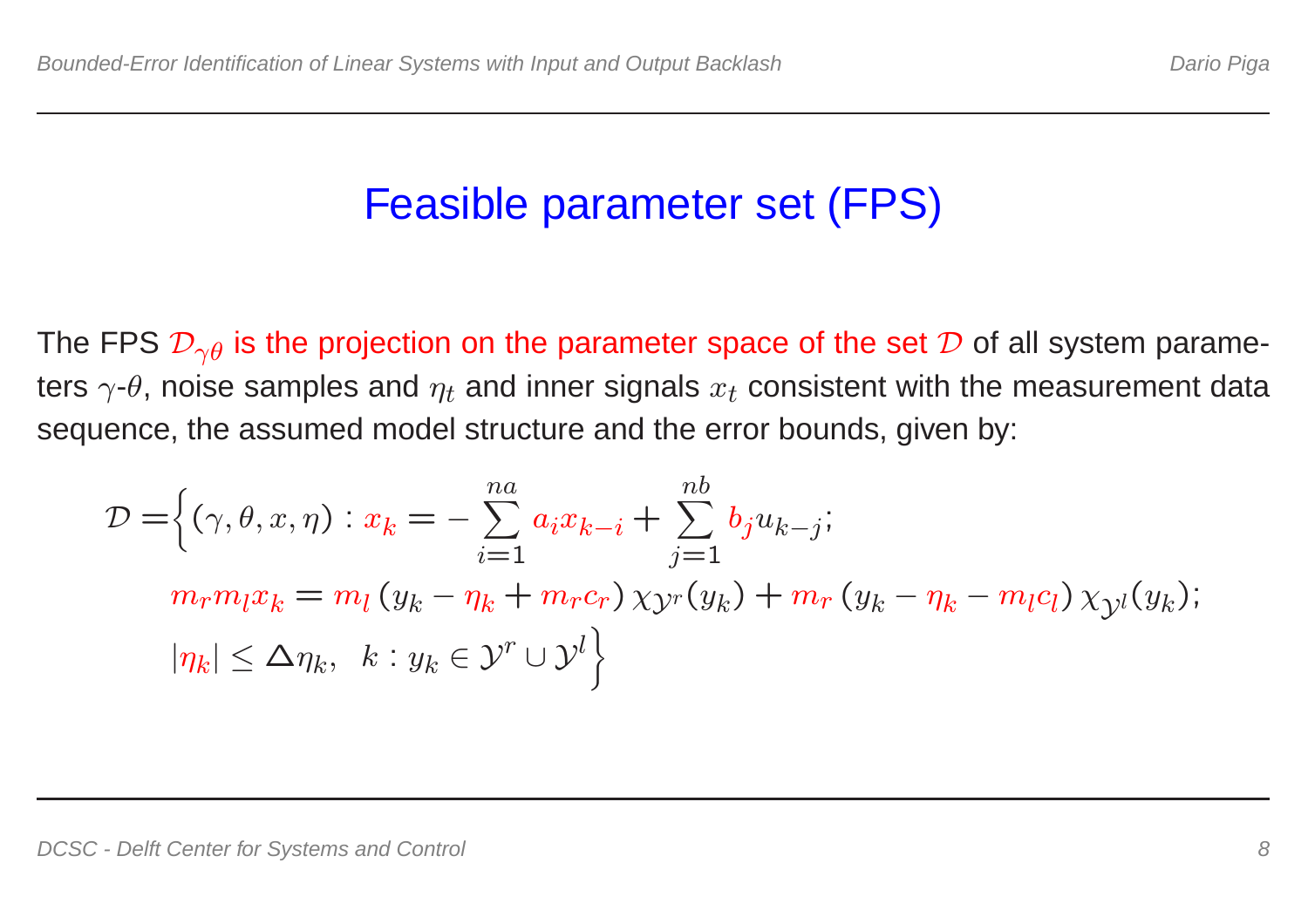# Feasible parameter set (FPS)

The FPS $\mathcal{D}_{\gamma\theta}$ is the projection on the parameter space of the set $\mathcal{D}$ of all system parameters $\gamma$-$\theta$, noise samples and $\eta_t$ and inner signals $x_t$ consistent with the measurement data sequence, the assumed model structure and the error bounds, given by:

$$
\begin{aligned}
\mathcal{D} = \Big\{ (\gamma, \theta, x, \eta) : x_k &= -\sum_{i=1}^{na} a_i x_{k-i} + \sum_{j=1}^{nb} b_j u_{k-j}; \\
m_r m_l x_k &= m_l \left( y_k - \eta_k + m_r c_r \right) \chi_{\mathcal{Y}^r}(y_k) + m_r \left( y_k - \eta_k - m_l c_l \right) \chi_{\mathcal{Y}^l}(y_k); \\
|\eta_k| &\leq \Delta \eta_k, \quad k : y_k \in \mathcal{Y}^r \cup \mathcal{Y}^l \Big\}
\end{aligned}
$$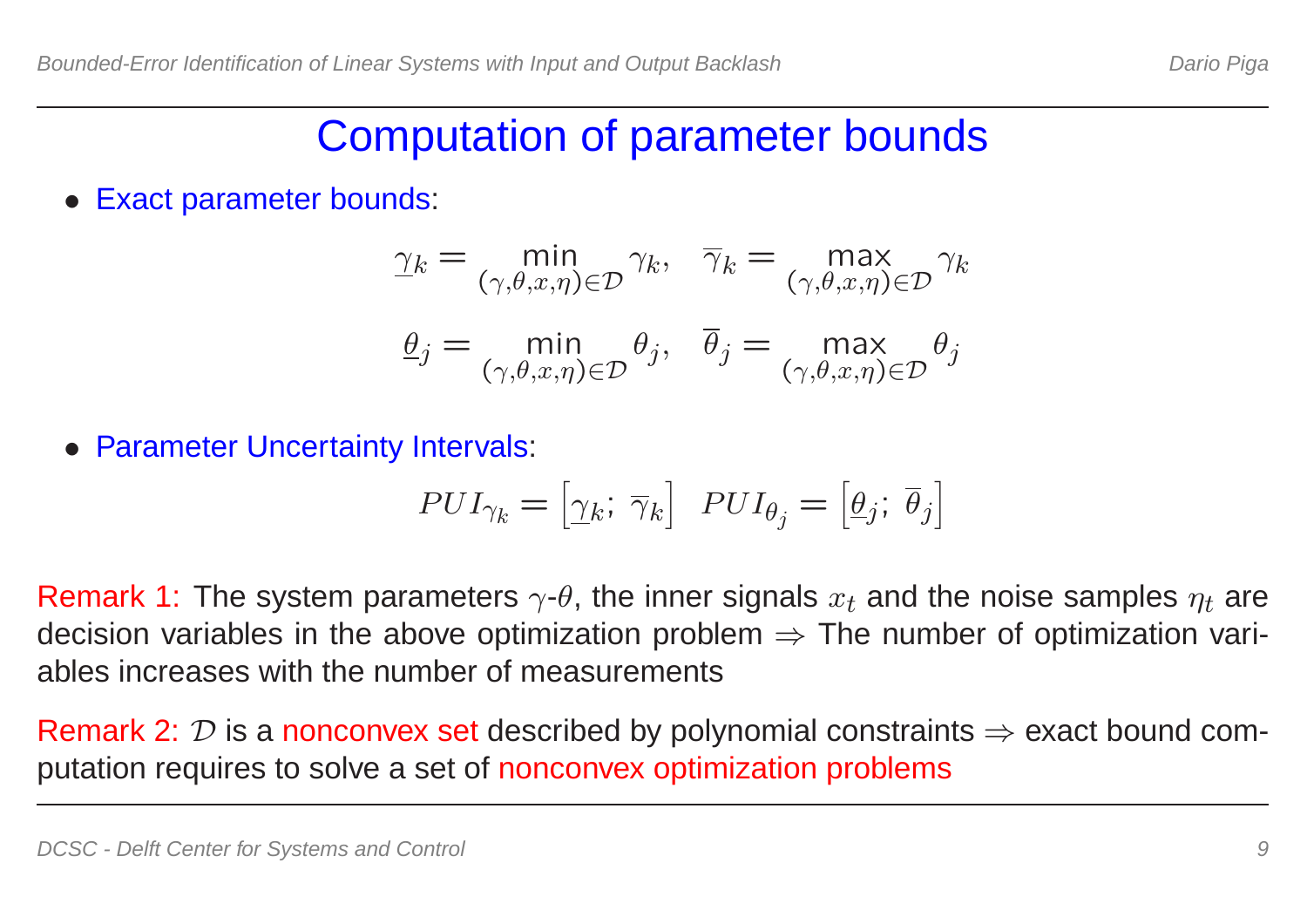# Computation of parameter bounds

- Exact parameter bounds:

$$\underline{\gamma}_k = \min_{(\gamma,\theta,x,\eta)\in\mathcal{D}} \gamma_k, \quad \overline{\gamma}_k = \max_{(\gamma,\theta,x,\eta)\in\mathcal{D}} \gamma_k$$

$$\underline{\theta}_j = \min_{(\gamma,\theta,x,\eta)\in\mathcal{D}} \theta_j, \quad \overline{\theta}_j = \max_{(\gamma,\theta,x,\eta)\in\mathcal{D}} \theta_j$$

- Parameter Uncertainty Intervals:

$$PUI_{\gamma_k} = \left[\underline{\gamma}_k;\ \overline{\gamma}_k\right] \quad PUI_{\theta_j} = \left[\underline{\theta}_j;\ \overline{\theta}_j\right]$$

Remark 1: The system parameters $\gamma$-$\theta$, the inner signals $x_t$ and the noise samples $\eta_t$ are decision variables in the above optimization problem $\Rightarrow$ The number of optimization variables increases with the number of measurements

Remark 2: $\mathcal{D}$ is a nonconvex set described by polynomial constraints $\Rightarrow$ exact bound computation requires to solve a set of nonconvex optimization problems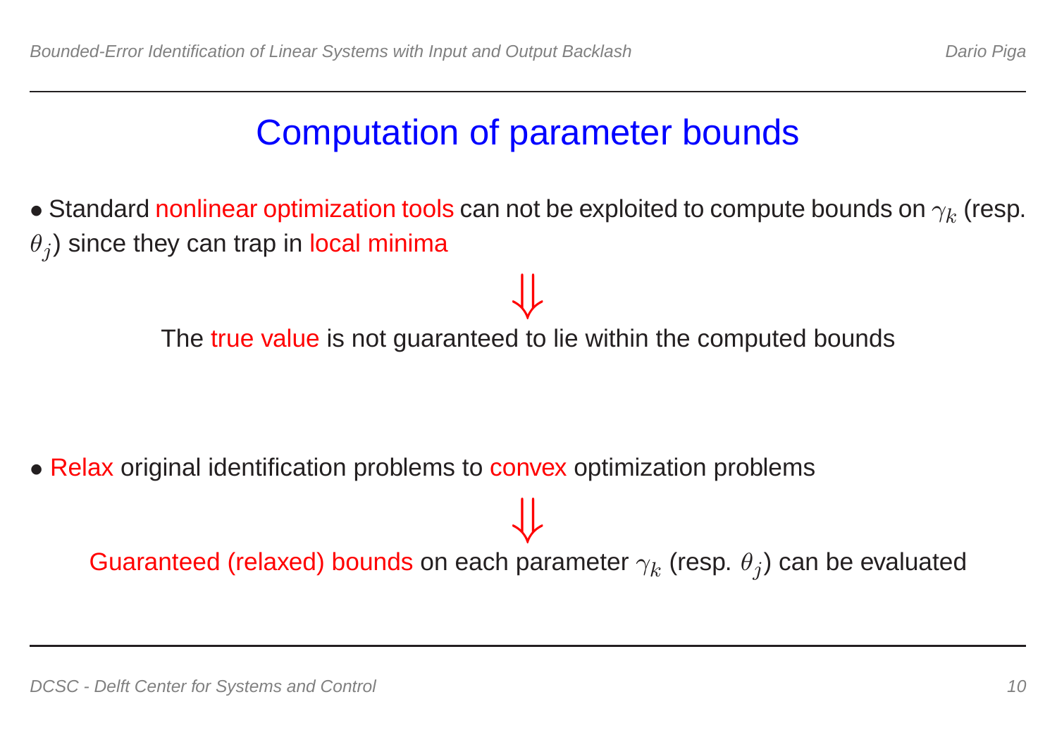# Computation of parameter bounds

- Standard nonlinear optimization tools can not be exploited to compute bounds on $\gamma_k$ (resp. $\theta_j$) since they can trap in local minima

$$\Downarrow$$

The true value is not guaranteed to lie within the computed bounds

- Relax original identification problems to convex optimization problems

$$\Downarrow$$

Guaranteed (relaxed) bounds on each parameter $\gamma_k$ (resp. $\theta_j$) can be evaluated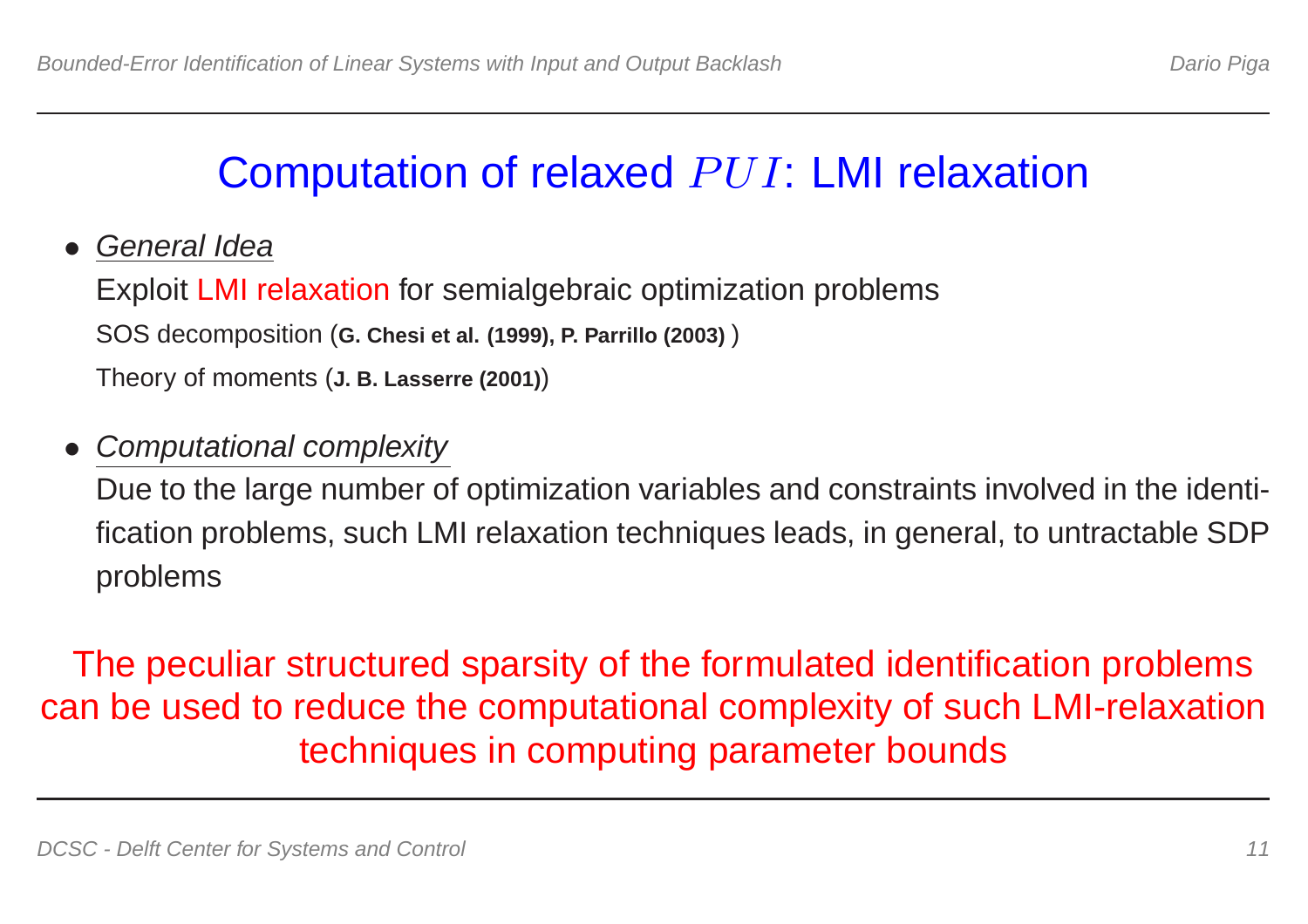# Computation of relaxed $PUI$: LMI relaxation

- *General Idea*

  Exploit LMI relaxation for semialgebraic optimization problems

  SOS decomposition (**G. Chesi et al. (1999), P. Parrillo (2003)** )

  Theory of moments (**J. B. Lasserre (2001)**)

- *Computational complexity*

  Due to the large number of optimization variables and constraints involved in the identification problems, such LMI relaxation techniques leads, in general, to untractable SDP problems

The peculiar structured sparsity of the formulated identification problems can be used to reduce the computational complexity of such LMI-relaxation techniques in computing parameter bounds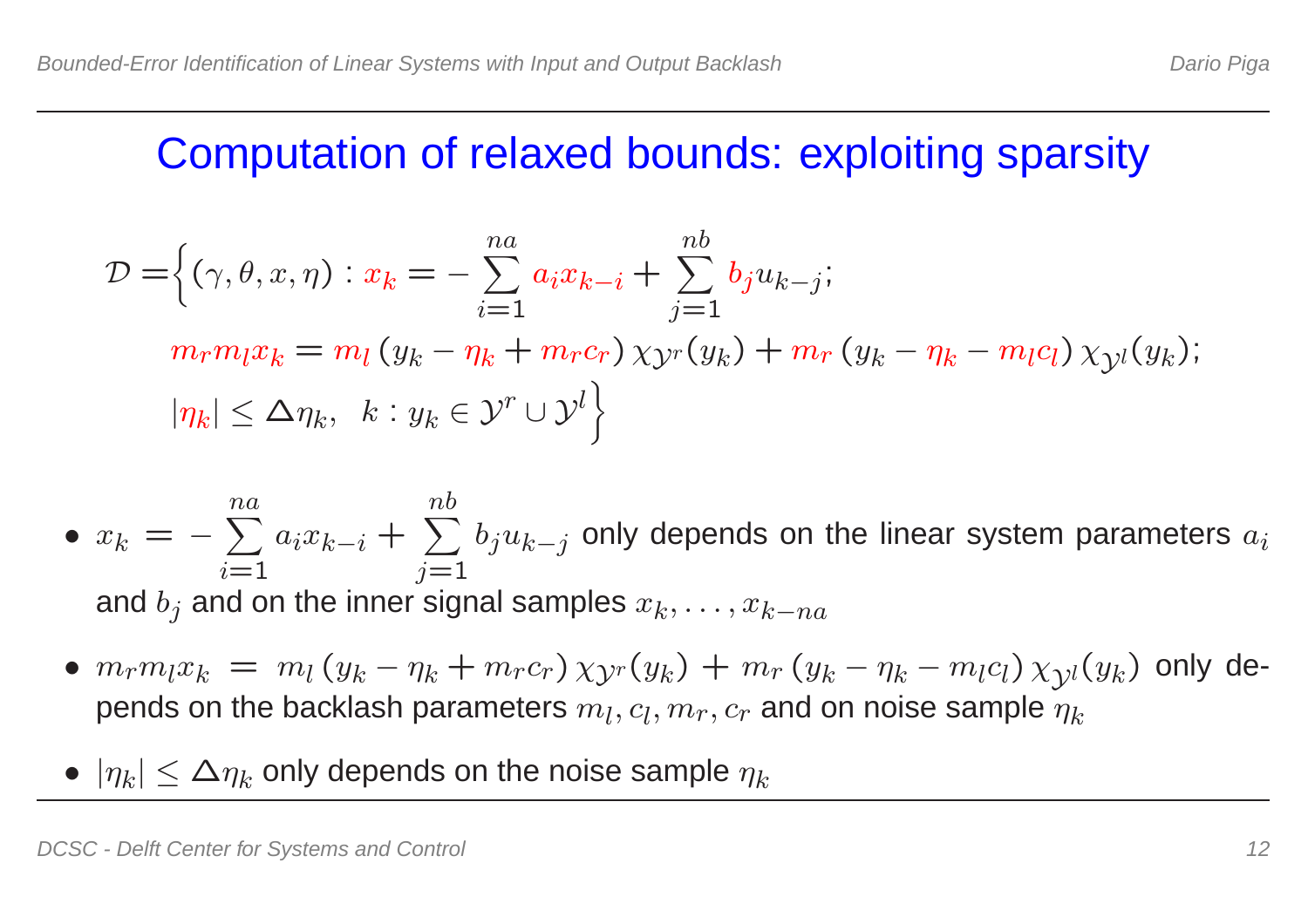# Computation of relaxed bounds: exploiting sparsity

$$
\begin{aligned}
\mathcal{D} =\Big\{ (\gamma, \theta, x, \eta) : x_k &= -\sum_{i=1}^{na} a_i x_{k-i} + \sum_{j=1}^{nb} b_j u_{k-j}; \\
m_r m_l x_k &= m_l \left( y_k - \eta_k + m_r c_r \right) \chi_{\mathcal{Y}^r}(y_k) + m_r \left( y_k - \eta_k - m_l c_l \right) \chi_{\mathcal{Y}^l}(y_k); \\
|\eta_k| &\leq \Delta\eta_k, \;\; k : y_k \in \mathcal{Y}^r \cup \mathcal{Y}^l \Big\}
\end{aligned}
$$

- $x_k = -\sum_{i=1}^{na} a_i x_{k-i} + \sum_{j=1}^{nb} b_j u_{k-j}$ only depends on the linear system parameters $a_i$ and $b_j$ and on the inner signal samples $x_k, \ldots, x_{k-na}$
- $m_r m_l x_k = m_l \left( y_k - \eta_k + m_r c_r \right) \chi_{\mathcal{Y}^r}(y_k) + m_r \left( y_k - \eta_k - m_l c_l \right) \chi_{\mathcal{Y}^l}(y_k)$ only depends on the backlash parameters $m_l, c_l, m_r, c_r$ and on noise sample $\eta_k$
- $|\eta_k| \leq \Delta\eta_k$ only depends on the noise sample $\eta_k$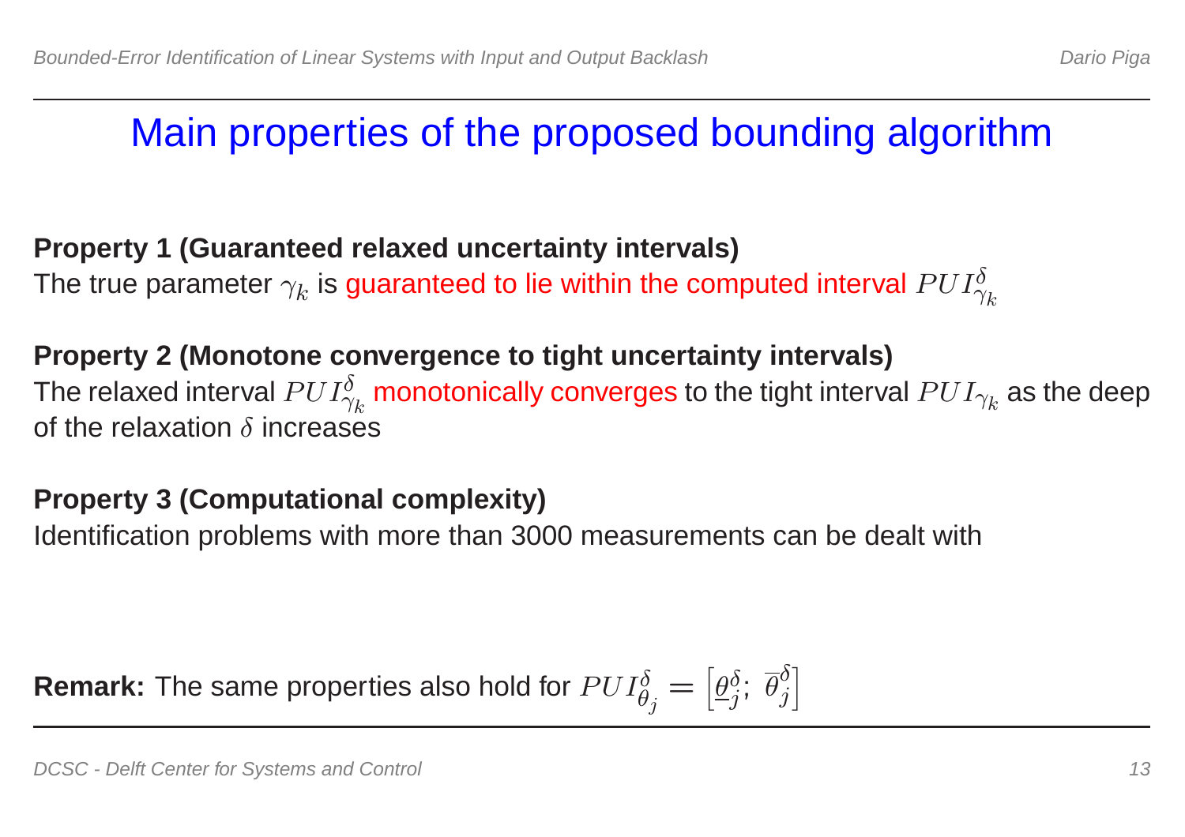# Main properties of the proposed bounding algorithm

**Property 1 (Guaranteed relaxed uncertainty intervals)**
The true parameter $\gamma_k$ is guaranteed to lie within the computed interval $PUI^{\delta}_{\gamma_k}$

**Property 2 (Monotone convergence to tight uncertainty intervals)**
The relaxed interval $PUI^{\delta}_{\gamma_k}$ monotonically converges to the tight interval $PUI_{\gamma_k}$ as the deep of the relaxation $\delta$ increases

**Property 3 (Computational complexity)**
Identification problems with more than 3000 measurements can be dealt with

**Remark:** The same properties also hold for $PUI^{\delta}_{\theta_j} = \left[\underline{\theta}^{\delta}_{j};\ \overline{\theta}^{\delta}_{j}\right]$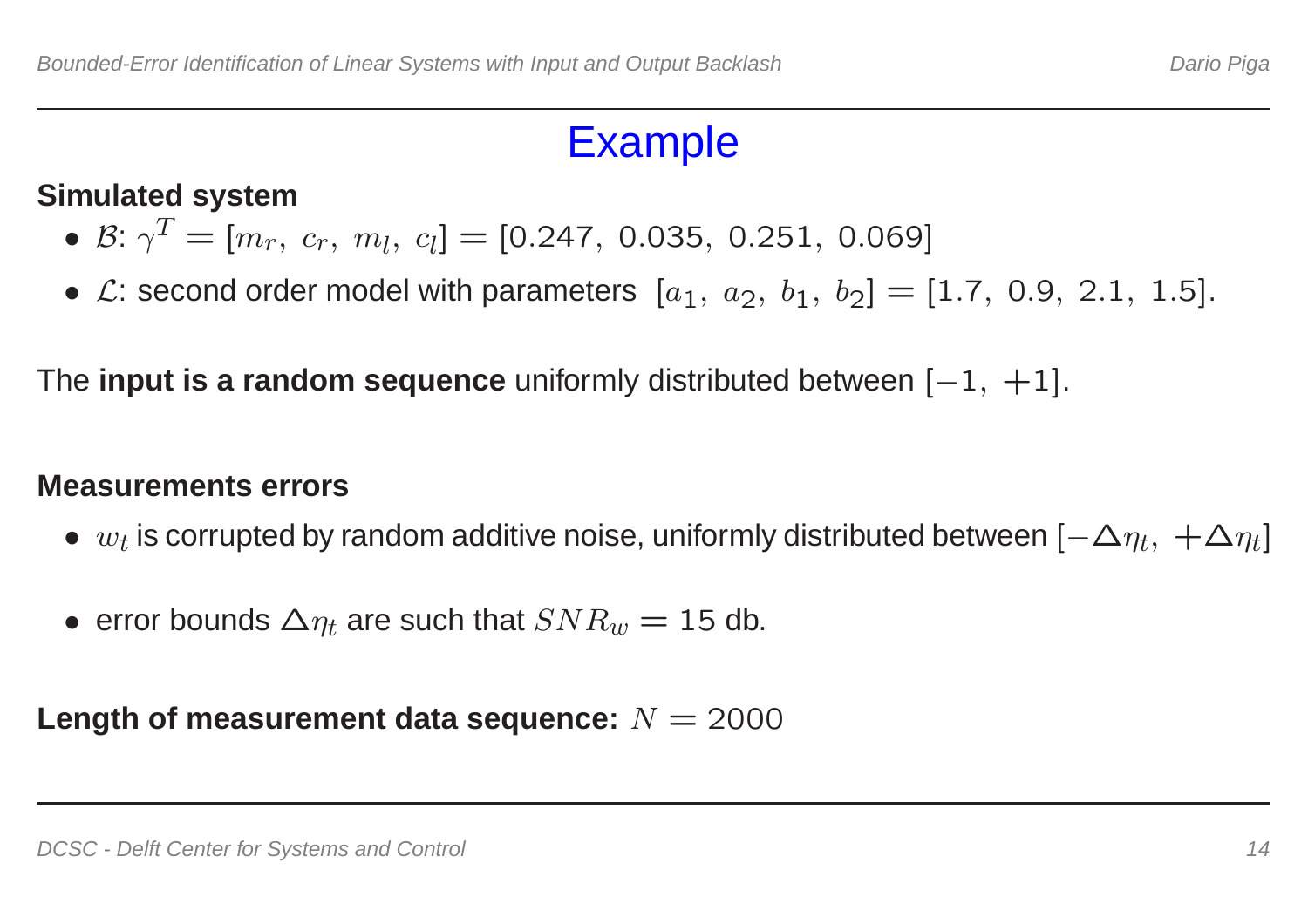# Example

**Simulated system**

- $\mathcal{B}$: $\gamma^T = [m_r,\ c_r,\ m_l,\ c_l] = [0.247,\ 0.035,\ 0.251,\ 0.069]$
- $\mathcal{L}$: second order model with parameters $[a_1,\ a_2,\ b_1,\ b_2] = [1.7,\ 0.9,\ 2.1,\ 1.5]$.

The **input is a random sequence** uniformly distributed between $[-1,\ +1]$.

**Measurements errors**

- $w_t$ is corrupted by random additive noise, uniformly distributed between $[-\Delta\eta_t,\ +\Delta\eta_t]$
- error bounds $\Delta\eta_t$ are such that $SNR_w = 15$ db.

**Length of measurement data sequence:** $N = 2000$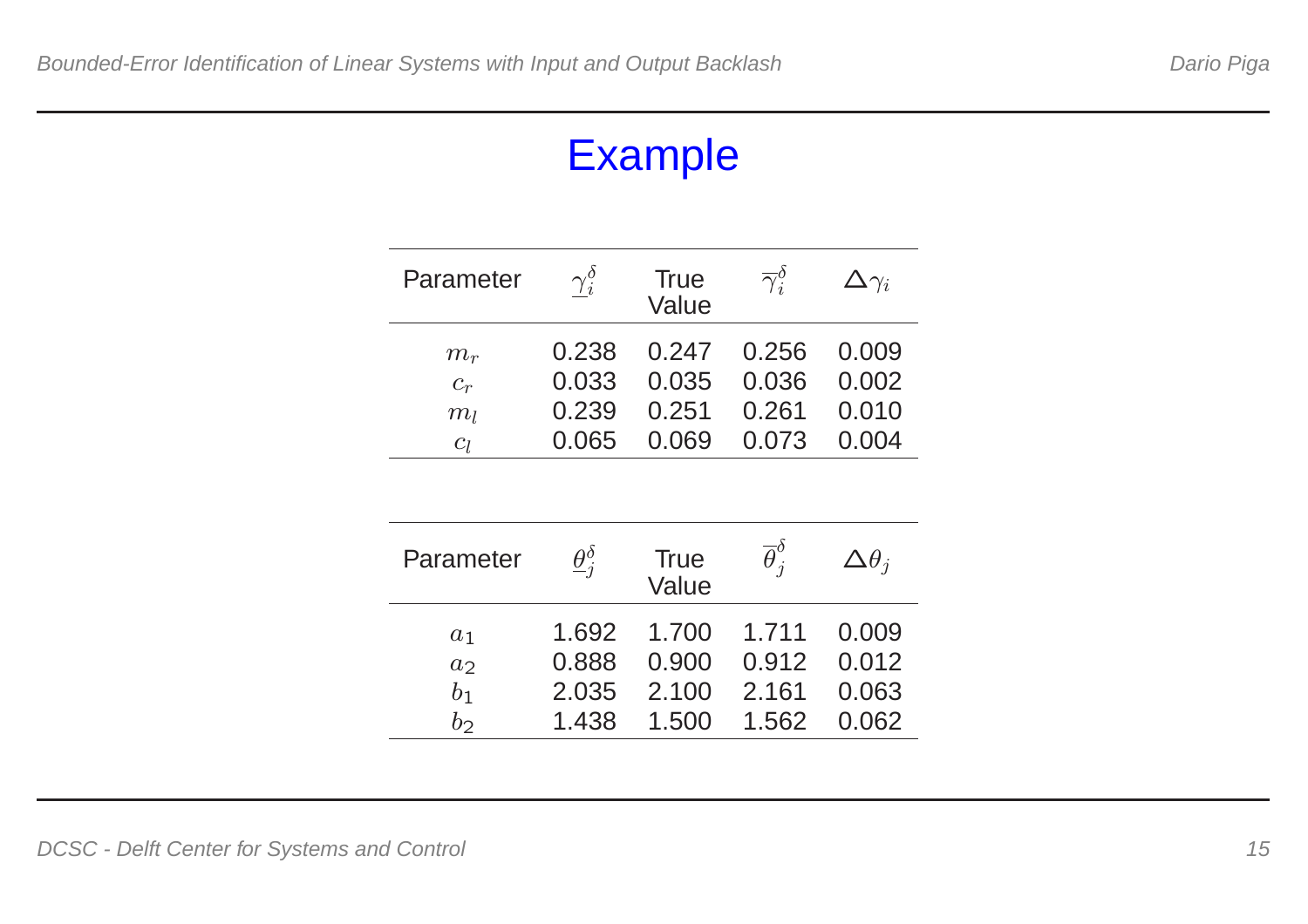# Example

| Parameter | $\underline{\gamma}_i^\delta$ | True Value | $\overline{\gamma}_i^\delta$ | $\Delta\gamma_i$ |
|---|---|---|---|---|
| $m_r$ | 0.238 | 0.247 | 0.256 | 0.009 |
| $c_r$ | 0.033 | 0.035 | 0.036 | 0.002 |
| $m_l$ | 0.239 | 0.251 | 0.261 | 0.010 |
| $c_l$ | 0.065 | 0.069 | 0.073 | 0.004 |

| Parameter | $\underline{\theta}_j^\delta$ | True Value | $\overline{\theta}_j^\delta$ | $\Delta\theta_j$ |
|---|---|---|---|---|
| $a_1$ | 1.692 | 1.700 | 1.711 | 0.009 |
| $a_2$ | 0.888 | 0.900 | 0.912 | 0.012 |
| $b_1$ | 2.035 | 2.100 | 2.161 | 0.063 |
| $b_2$ | 1.438 | 1.500 | 1.562 | 0.062 |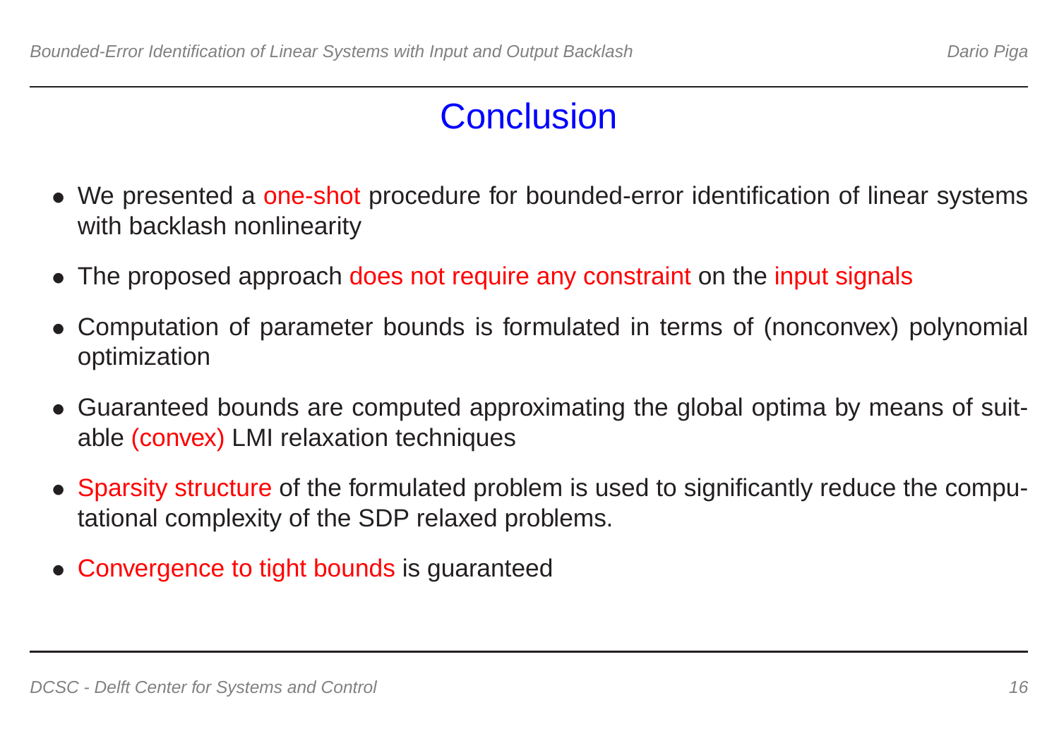# Conclusion

- We presented a one-shot procedure for bounded-error identification of linear systems with backlash nonlinearity
- The proposed approach does not require any constraint on the input signals
- Computation of parameter bounds is formulated in terms of (nonconvex) polynomial optimization
- Guaranteed bounds are computed approximating the global optima by means of suitable (convex) LMI relaxation techniques
- Sparsity structure of the formulated problem is used to significantly reduce the computational complexity of the SDP relaxed problems.
- Convergence to tight bounds is guaranteed